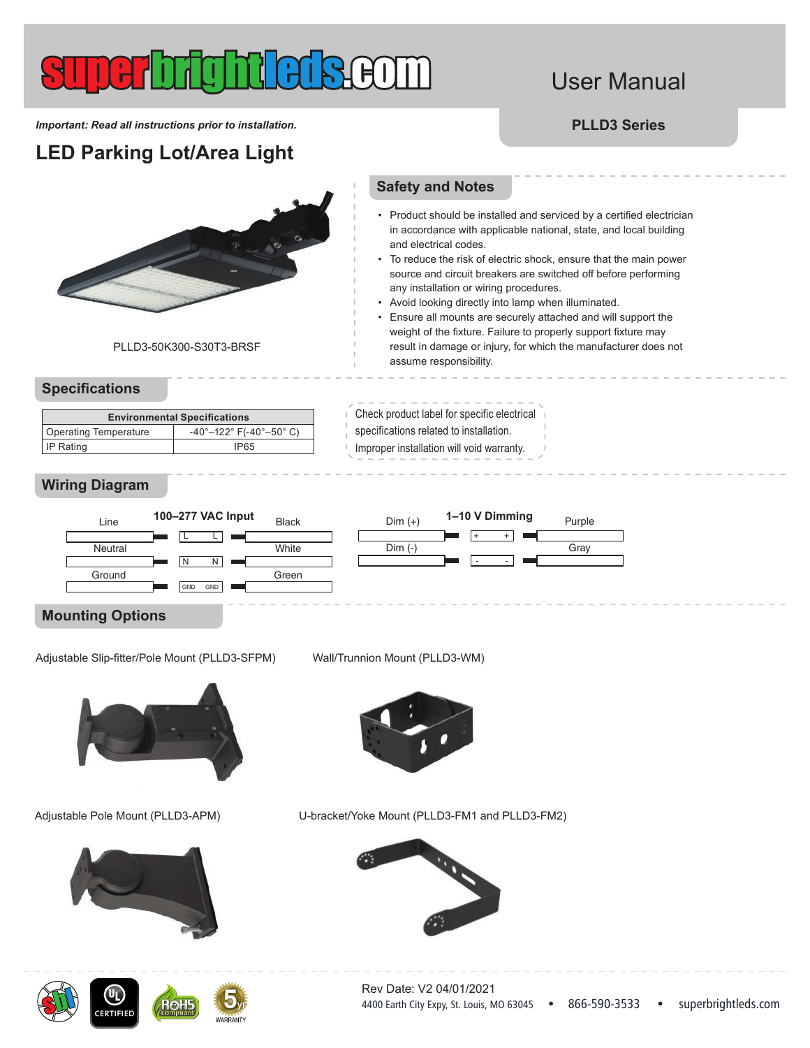superbrightleds.com

# User Manual

**PLLD3 Series**

***Important: Read all instructions prior to installation.***

## LED Parking Lot/Area Light

PLLD3-50K300-S30T3-BRSF

## Safety and Notes

- Product should be installed and serviced by a certified electrician in accordance with applicable national, state, and local building and electrical codes.
- To reduce the risk of electric shock, ensure that the main power source and circuit breakers are switched off before performing any installation or wiring procedures.
- Avoid looking directly into lamp when illuminated.
- Ensure all mounts are securely attached and will support the weight of the fixture. Failure to properly support fixture may result in damage or injury, for which the manufacturer does not assume responsibility.

## Specifications

| **Environmental Specifications** | |
|---|---|
| Operating Temperature | -40°–122° F(-40°–50° C) |
| IP Rating | IP65 |

Check product label for specific electrical specifications related to installation. Improper installation will void warranty.

## Wiring Diagram

**100–277 VAC Input**

| Supply | Terminal | Fixture Wire |
|---|---|---|
| Line | L | Black |
| Neutral | N | White |
| Ground | GND | Green |

**1–10 V Dimming**

| Supply | Terminal | Fixture Wire |
|---|---|---|
| Dim (+) | + | Purple |
| Dim (-) | - | Gray |

## Mounting Options

Adjustable Slip-fitter/Pole Mount (PLLD3-SFPM)

Wall/Trunnion Mount (PLLD3-WM)

Adjustable Pole Mount (PLLD3-APM)

U-bracket/Yoke Mount (PLLD3-FM1 and PLLD3-FM2)

Rev Date: V2 04/01/2021

4400 Earth City Expy, St. Louis, MO 63045 • 866-590-3533 • superbrightleds.com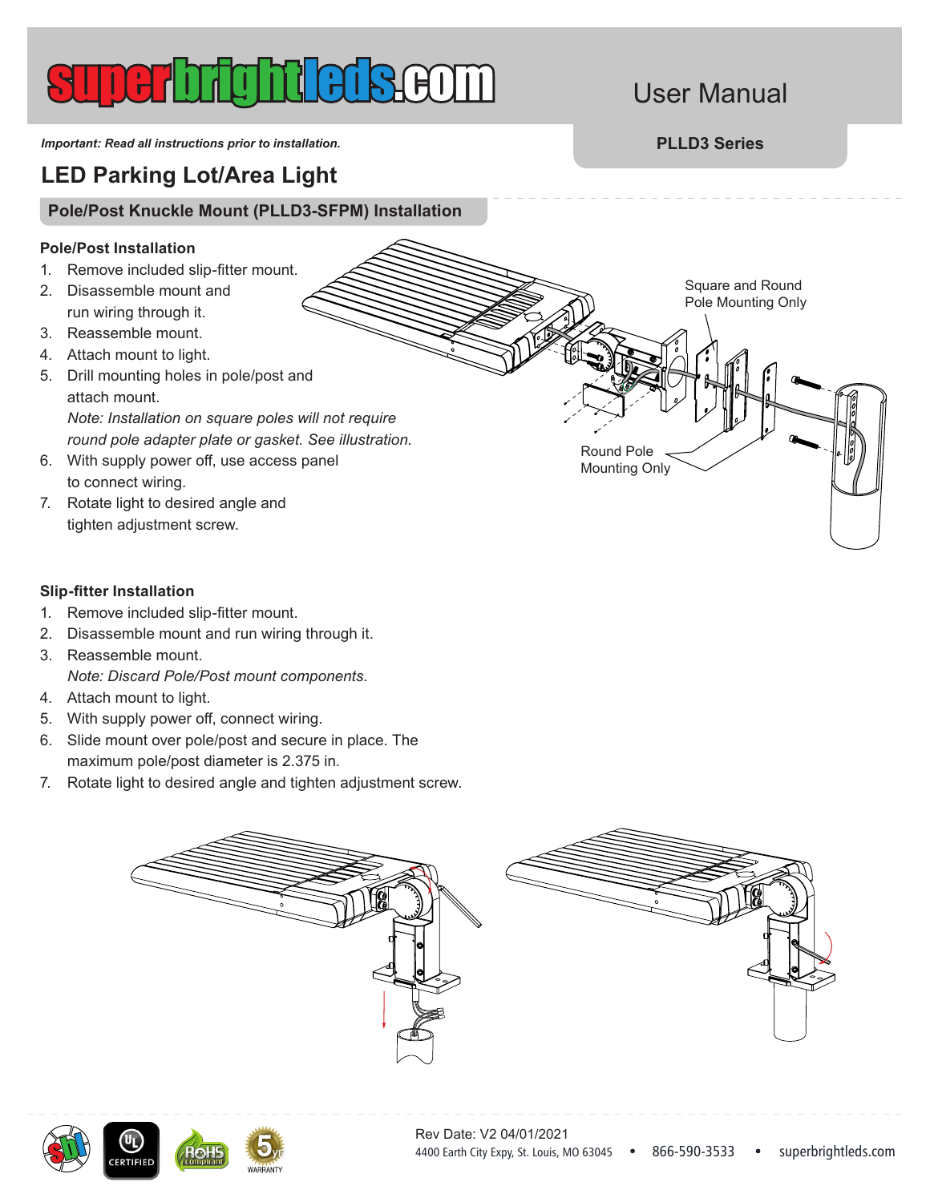# superbrightleds.com

User Manual

**PLLD3 Series**

***Important: Read all instructions prior to installation.***

## LED Parking Lot/Area Light

### Pole/Post Knuckle Mount (PLLD3-SFPM) Installation

**Pole/Post Installation**

1. Remove included slip-fitter mount.
2. Disassemble mount and run wiring through it.
3. Reassemble mount.
4. Attach mount to light.
5. Drill mounting holes in pole/post and attach mount.
   *Note: Installation on square poles will not require round pole adapter plate or gasket. See illustration.*
6. With supply power off, use access panel to connect wiring.
7. Rotate light to desired angle and tighten adjustment screw.

Square and Round Pole Mounting Only

Round Pole Mounting Only

**Slip-fitter Installation**

1. Remove included slip-fitter mount.
2. Disassemble mount and run wiring through it.
3. Reassemble mount.
   *Note: Discard Pole/Post mount components.*
4. Attach mount to light.
5. With supply power off, connect wiring.
6. Slide mount over pole/post and secure in place. The maximum pole/post diameter is 2.375 in.
7. Rotate light to desired angle and tighten adjustment screw.

Rev Date: V2 04/01/2021

4400 Earth City Expy, St. Louis, MO 63045 • 866-590-3533 • superbrightleds.com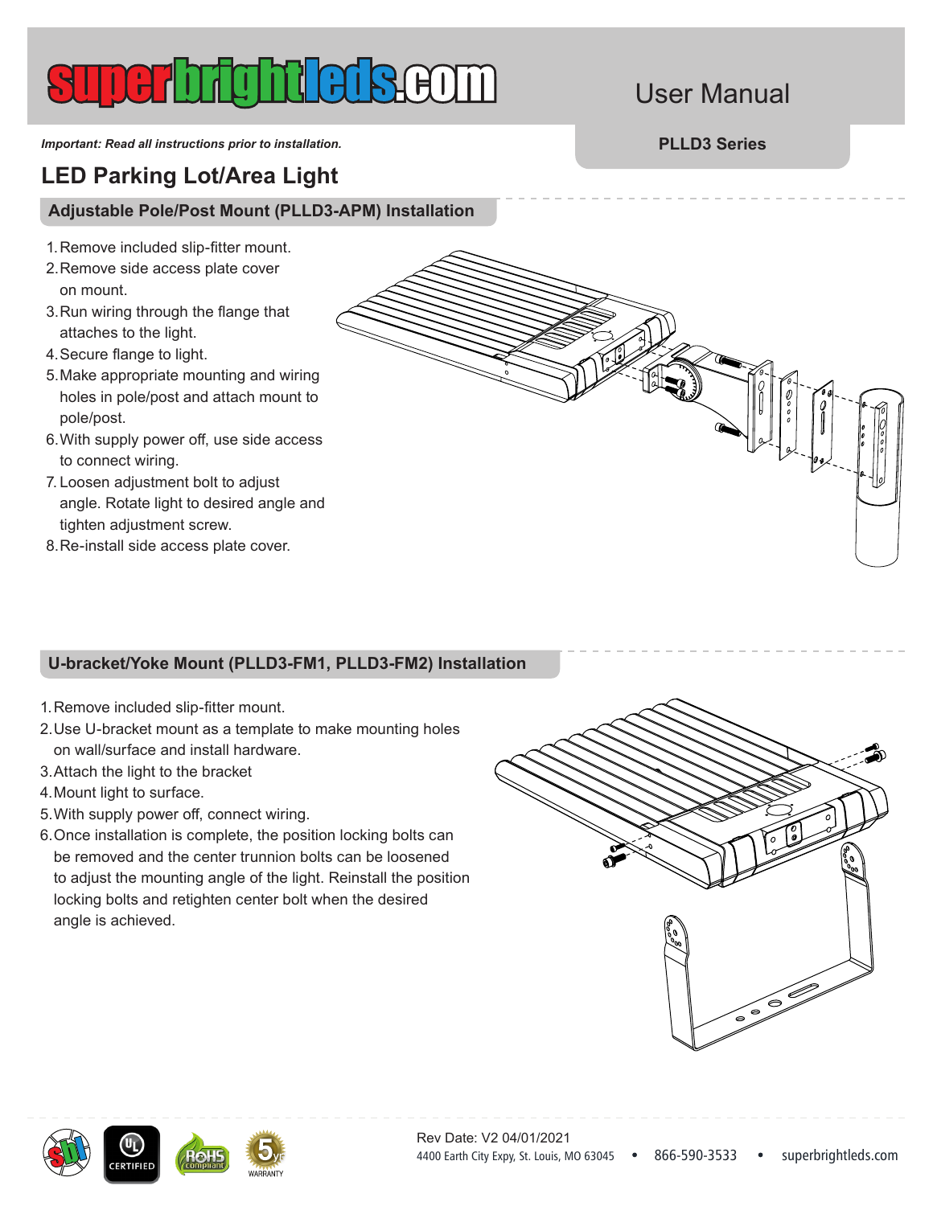# LED Parking Lot/Area Light

User Manual

**PLLD3 Series**

***Important: Read all instructions prior to installation.***

## Adjustable Pole/Post Mount (PLLD3-APM) Installation

1. Remove included slip-fitter mount.
2. Remove side access plate cover on mount.
3. Run wiring through the flange that attaches to the light.
4. Secure flange to light.
5. Make appropriate mounting and wiring holes in pole/post and attach mount to pole/post.
6. With supply power off, use side access to connect wiring.
7. Loosen adjustment bolt to adjust angle. Rotate light to desired angle and tighten adjustment screw.
8. Re-install side access plate cover.

## U-bracket/Yoke Mount (PLLD3-FM1, PLLD3-FM2) Installation

1. Remove included slip-fitter mount.
2. Use U-bracket mount as a template to make mounting holes on wall/surface and install hardware.
3. Attach the light to the bracket
4. Mount light to surface.
5. With supply power off, connect wiring.
6. Once installation is complete, the position locking bolts can be removed and the center trunnion bolts can be loosened to adjust the mounting angle of the light. Reinstall the position locking bolts and retighten center bolt when the desired angle is achieved.

Rev Date: V2 04/01/2021

4400 Earth City Expy, St. Louis, MO 63045 • 866-590-3533 • superbrightleds.com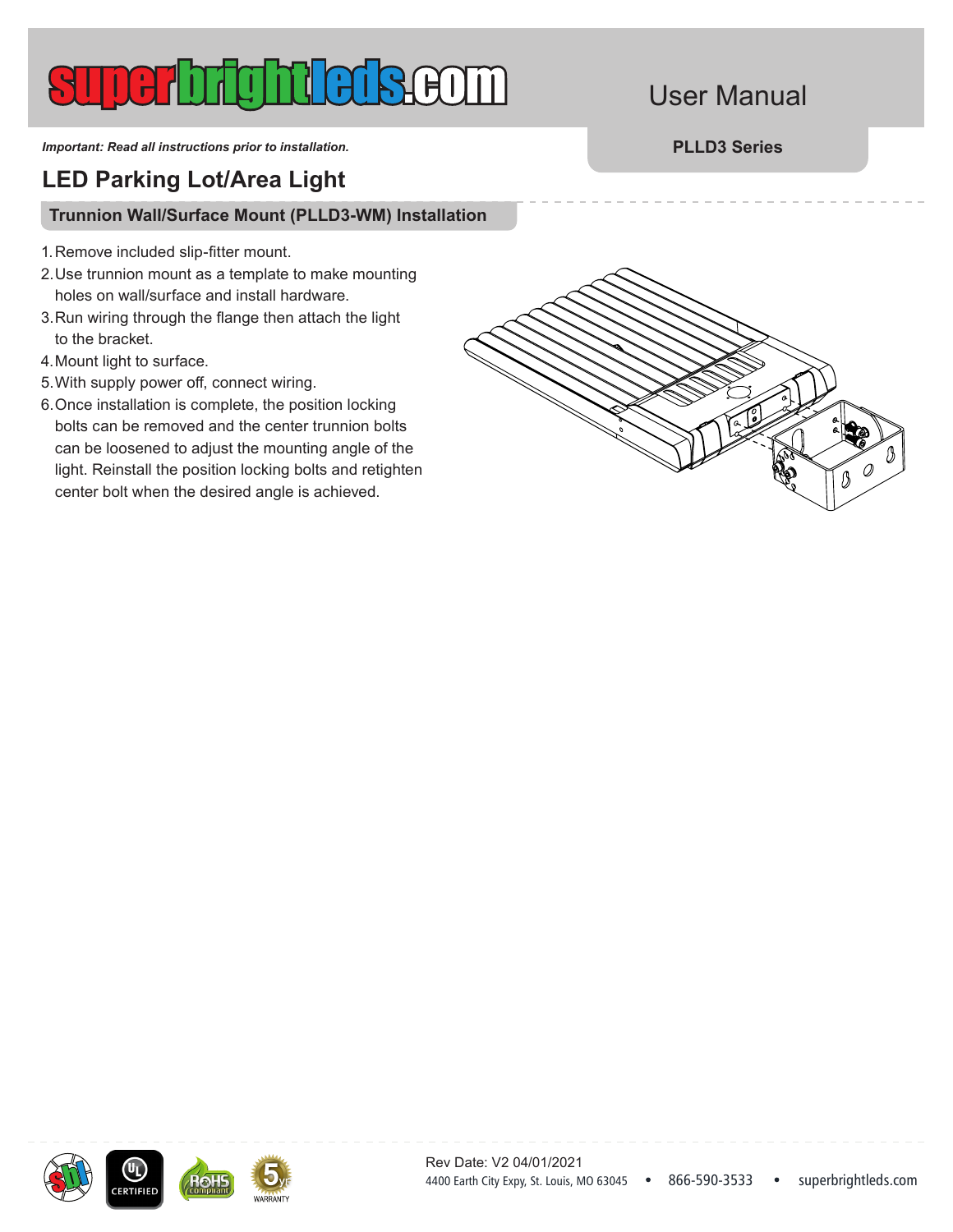*Important: Read all instructions prior to installation.*

## LED Parking Lot/Area Light

### Trunnion Wall/Surface Mount (PLLD3-WM) Installation

1. Remove included slip-fitter mount.
2. Use trunnion mount as a template to make mounting holes on wall/surface and install hardware.
3. Run wiring through the flange then attach the light to the bracket.
4. Mount light to surface.
5. With supply power off, connect wiring.
6. Once installation is complete, the position locking bolts can be removed and the center trunnion bolts can be loosened to adjust the mounting angle of the light. Reinstall the position locking bolts and retighten center bolt when the desired angle is achieved.

Rev Date: V2 04/01/2021
4400 Earth City Expy, St. Louis, MO 63045 • 866-590-3533 • superbrightleds.com